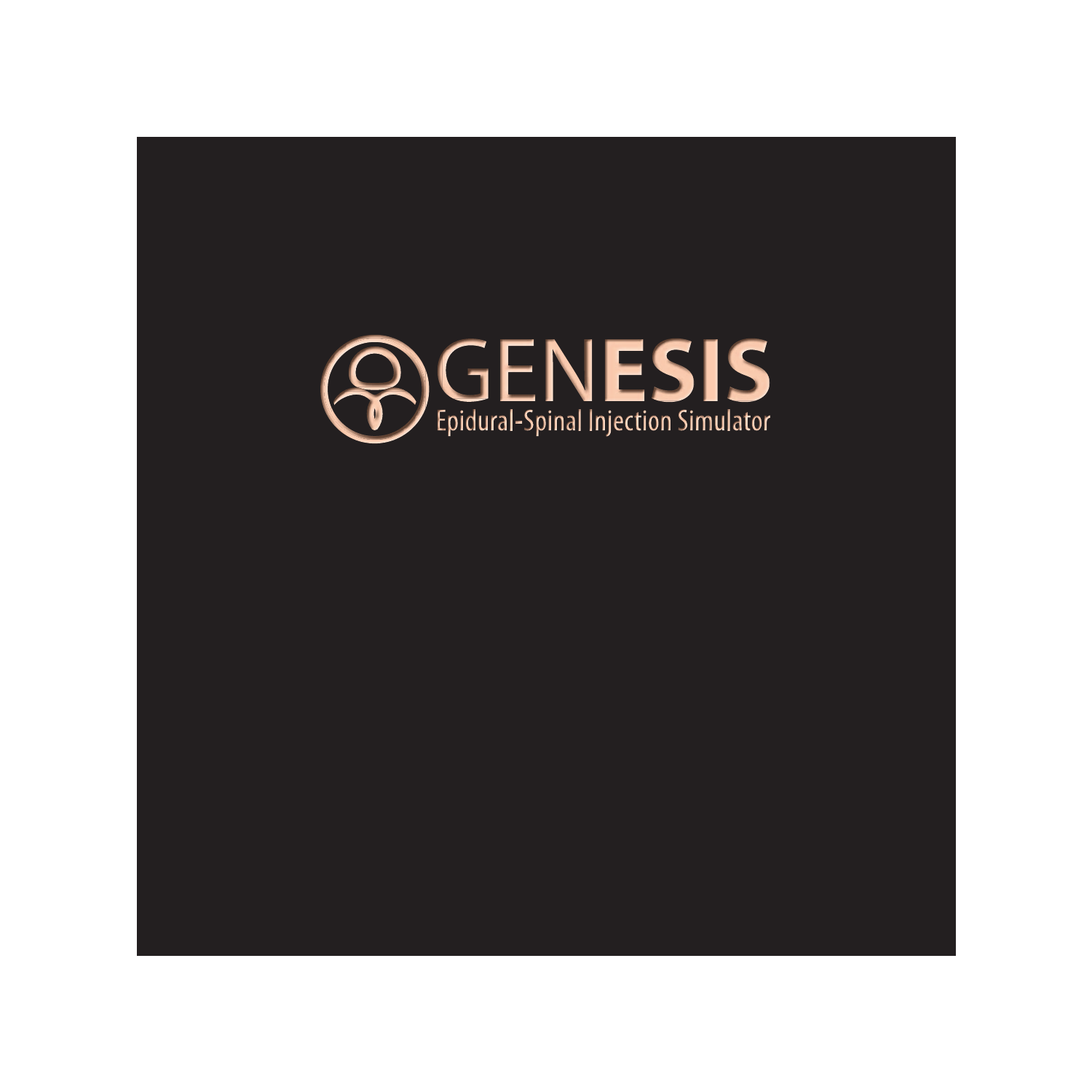# GENESIS

Epidural-Spinal Injection Simulator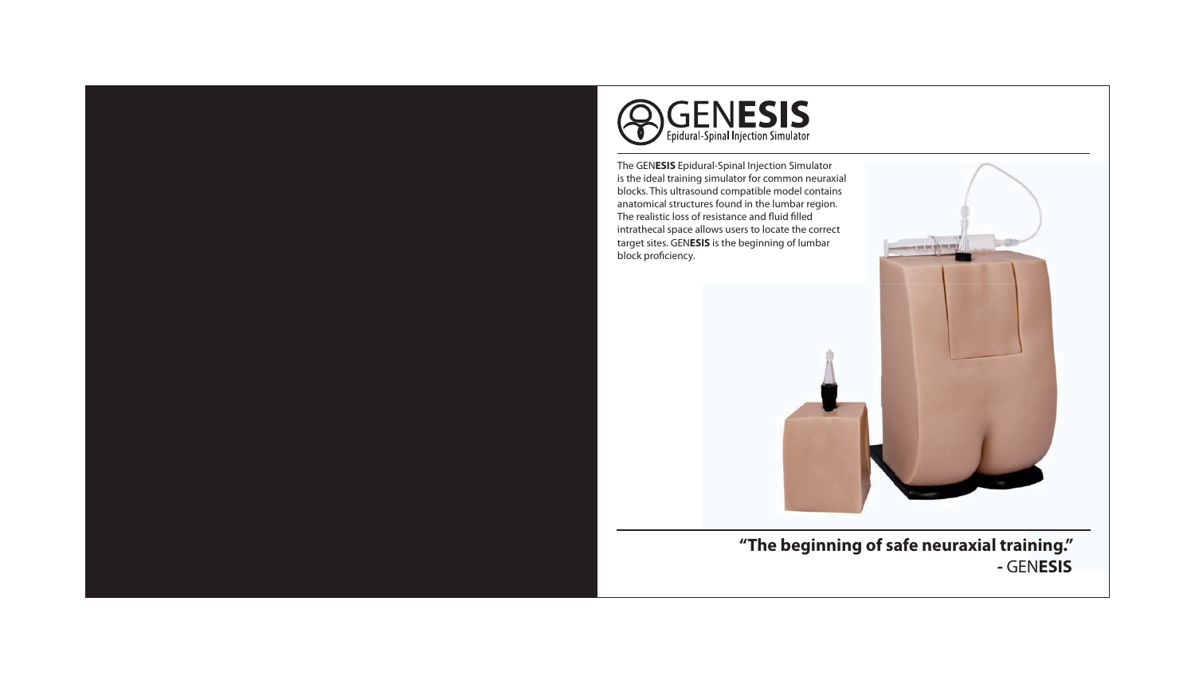# GEN**ESIS**

Epidural-Spinal Injection Simulator

The GEN**ESIS** Epidural-Spinal Injection Simulator is the ideal training simulator for common neuraxial blocks. This ultrasound compatible model contains anatomical structures found in the lumbar region. The realistic loss of resistance and fluid filled intrathecal space allows users to locate the correct target sites. GEN**ESIS** is the beginning of lumbar block proficiency.

**"The beginning of safe neuraxial training."**

**-** GEN**ESIS**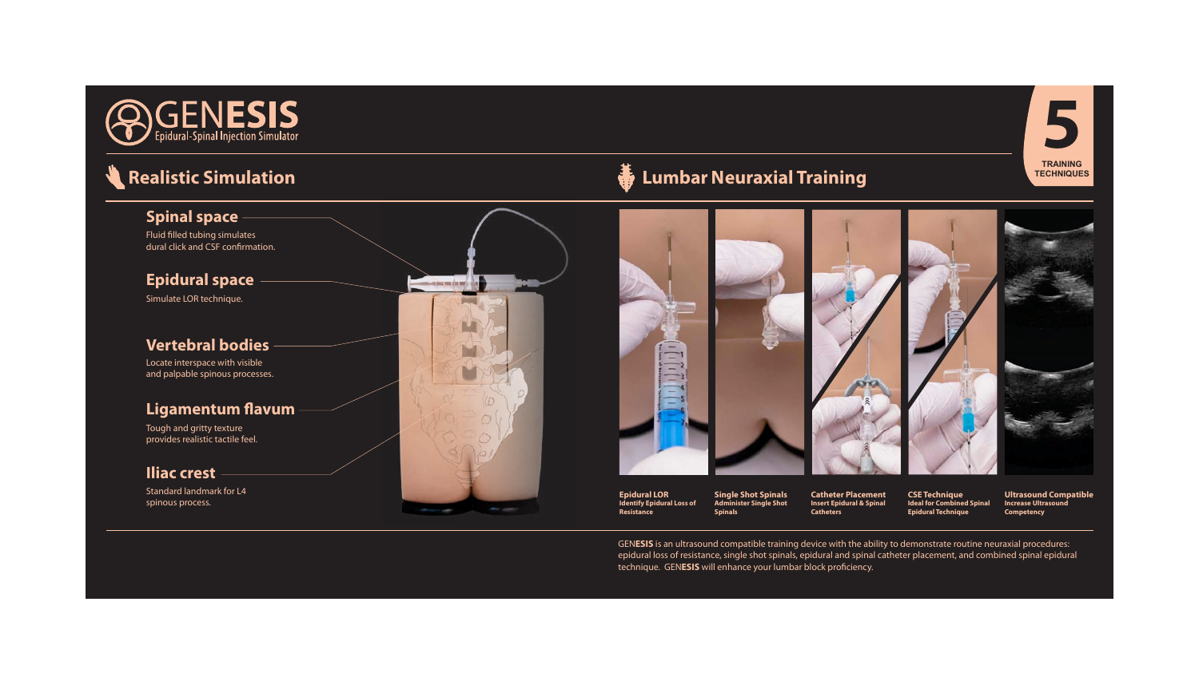# GENESIS

Epidural-Spinal Injection Simulator

**5** TRAINING TECHNIQUES

## Realistic Simulation

### Spinal space

Fluid filled tubing simulates dural click and CSF confirmation.

### Epidural space

Simulate LOR technique.

### Vertebral bodies

Locate interspace with visible and palpable spinous processes.

### Ligamentum flavum

Tough and gritty texture provides realistic tactile feel.

### Iliac crest

Standard landmark for L4 spinous process.

## Lumbar Neuraxial Training

**Epidural LOR**
**Identify Epidural Loss of Resistance**

**Single Shot Spinals**
**Administer Single Shot Spinals**

**Catheter Placement**
**Insert Epidural & Spinal Catheters**

**CSE Technique**
**Ideal for Combined Spinal Epidural Technique**

**Ultrasound Compatible**
**Increase Ultrasound Competency**

GEN**ESIS** is an ultrasound compatible training device with the ability to demonstrate routine neuraxial procedures: epidural loss of resistance, single shot spinals, epidural and spinal catheter placement, and combined spinal epidural technique. GEN**ESIS** will enhance your lumbar block proficiency.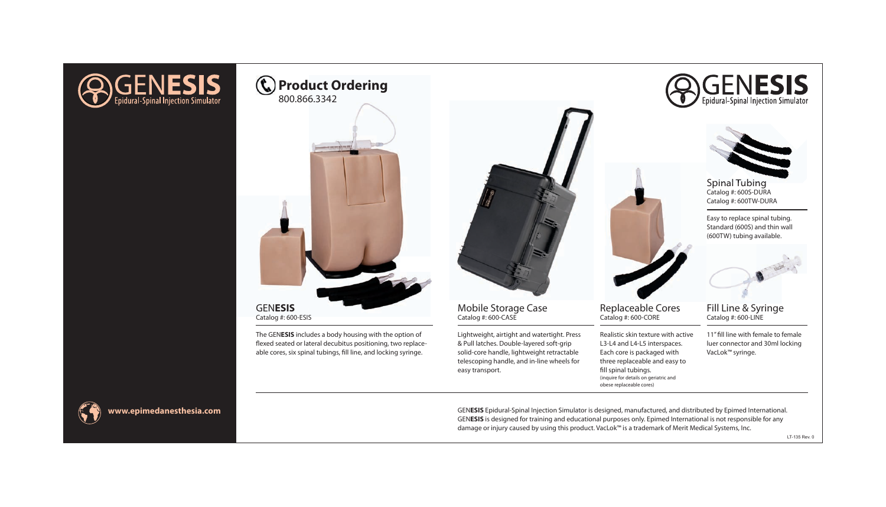# GENESIS

Epidural-Spinal Injection Simulator

## Product Ordering

800.866.3342

www.epimedanesthesia.com

### GEN**ESIS**

Catalog #: 600-ESIS

The GEN**ESIS** includes a body housing with the option of flexed seated or lateral decubitus positioning, two replaceable cores, six spinal tubings, fill line, and locking syringe.

### Mobile Storage Case

Catalog #: 600-CASE

Lightweight, airtight and watertight. Press & Pull latches. Double-layered soft-grip solid-core handle, lightweight retractable telescoping handle, and in-line wheels for easy transport.

### Replaceable Cores

Catalog #: 600-CORE

Realistic skin texture with active L3-L4 and L4-L5 interspaces. Each core is packaged with three replaceable and easy to fill spinal tubings.
(inquire for details on geriatric and obese replaceable cores)

### Spinal Tubing

Catalog #: 600S-DURA
Catalog #: 600TW-DURA

Easy to replace spinal tubing. Standard (600S) and thin wall (600TW) tubing available.

### Fill Line & Syringe

Catalog #: 600-LINE

11" fill line with female to female luer connector and 30ml locking VacLok™ syringe.

GEN**ESIS** Epidural-Spinal Injection Simulator is designed, manufactured, and distributed by Epimed International. GEN**ESIS** is designed for training and educational purposes only. Epimed International is not responsible for any damage or injury caused by using this product. VacLok™ is a trademark of Merit Medical Systems, Inc.

LT-135 Rev. 0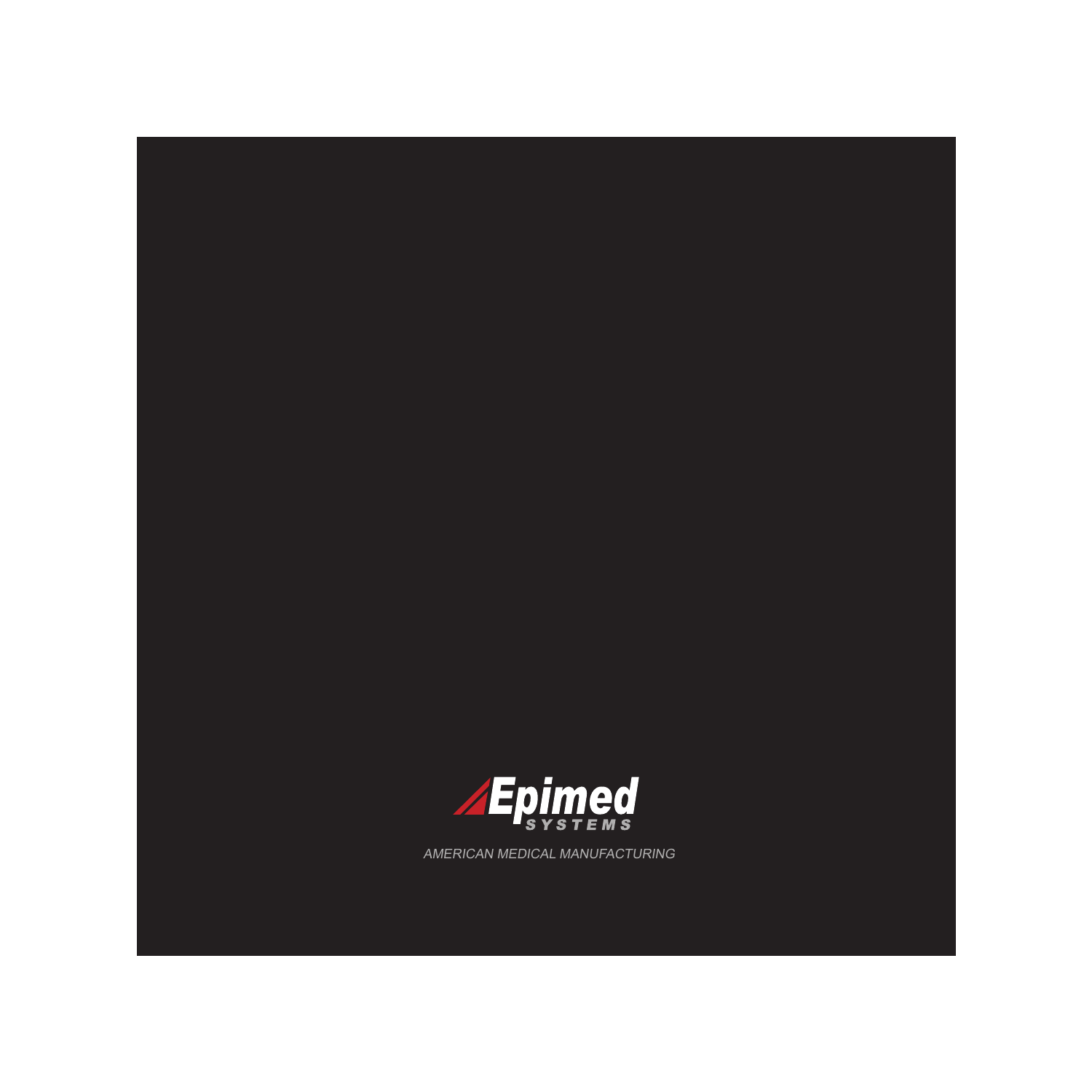Epimed
SYSTEMS

*AMERICAN MEDICAL MANUFACTURING*